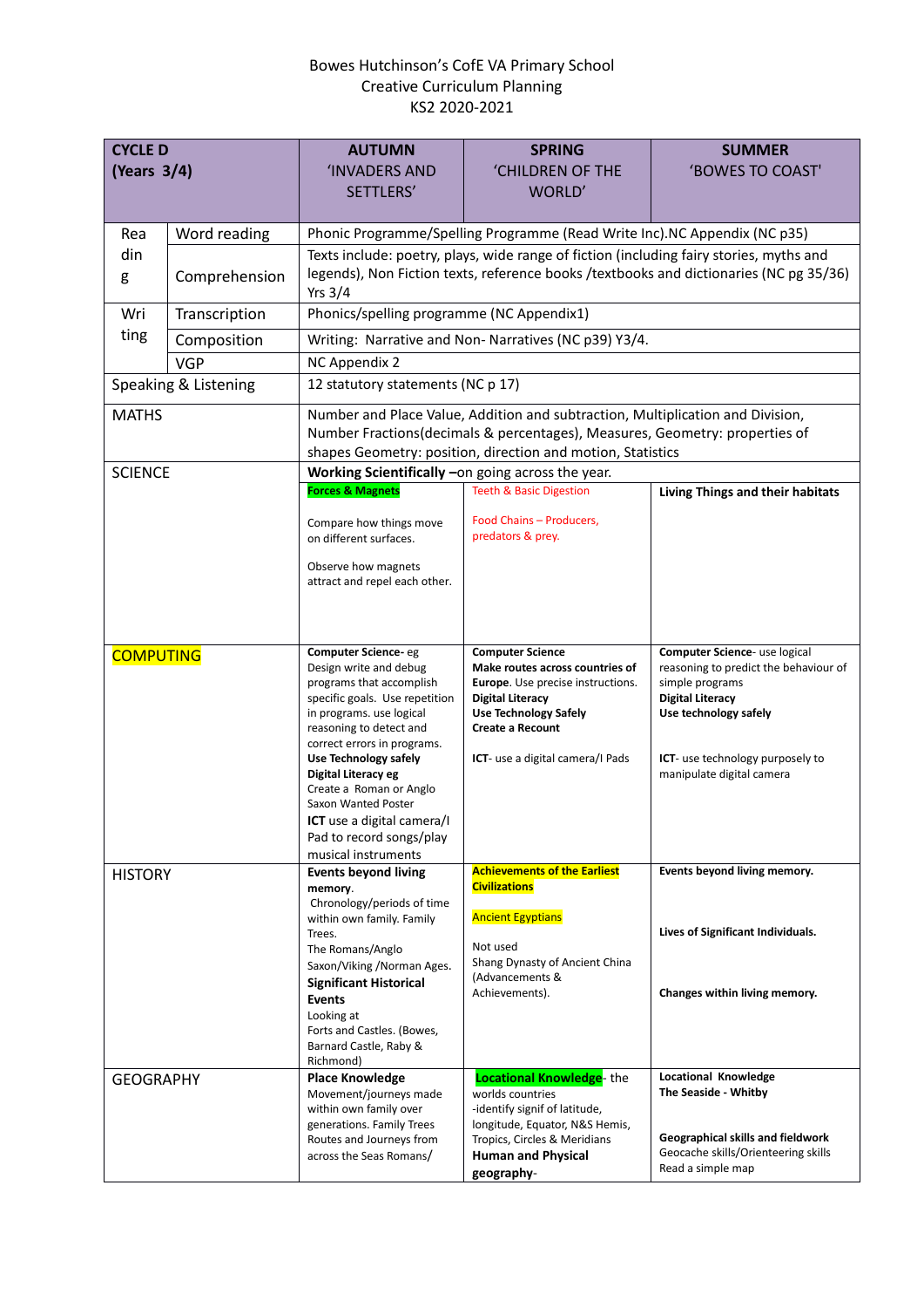Bowes Hutchinson's CofE VA Primary School
Creative Curriculum Planning
KS2 2020-2021

| **CYCLE D (Years 3/4)** | | **AUTUMN** 'INVADERS AND SETTLERS' | **SPRING** 'CHILDREN OF THE WORLD' | **SUMMER** 'BOWES TO COAST' |
|---|---|---|---|---|
| Reading | Word reading | Phonic Programme/Spelling Programme (Read Write Inc).NC Appendix (NC p35) | | |
| | Comprehension | Texts include: poetry, plays, wide range of fiction (including fairy stories, myths and legends), Non Fiction texts, reference books /textbooks and dictionaries (NC pg 35/36) Yrs 3/4 | | |
| Writing | Transcription | Phonics/spelling programme (NC Appendix1) | | |
| | Composition | Writing: Narrative and Non- Narratives (NC p39) Y3/4. | | |
| | VGP | NC Appendix 2 | | |
| Speaking & Listening | | 12 statutory statements (NC p 17) | | |
| MATHS | | Number and Place Value, Addition and subtraction, Multiplication and Division, Number Fractions(decimals & percentages), Measures, Geometry: properties of shapes Geometry: position, direction and motion, Statistics | | |
| SCIENCE | | **Working Scientifically** –on going across the year.<br>**Forces & Magnets**<br>Compare how things move on different surfaces.<br>Observe how magnets attract and repel each other. | Teeth & Basic Digestion<br>Food Chains – Producers, predators & prey. | **Living Things and their habitats** |
| COMPUTING | | **Computer Science**- eg Design write and debug programs that accomplish specific goals. Use repetition in programs. use logical reasoning to detect and correct errors in programs.<br>**Use Technology safely**<br>**Digital Literacy eg** Create a Roman or Anglo Saxon Wanted Poster<br>**ICT** use a digital camera/I Pad to record songs/play musical instruments | **Computer Science**<br>**Make routes across countries of Europe**. Use precise instructions.<br>**Digital Literacy**<br>**Use Technology Safely**<br>**Create a Recount**<br>**ICT**- use a digital camera/I Pads | **Computer Science**- use logical reasoning to predict the behaviour of simple programs<br>**Digital Literacy**<br>**Use technology safely**<br>**ICT**- use technology purposely to manipulate digital camera |
| HISTORY | | **Events beyond living memory**.<br>Chronology/periods of time within own family. Family Trees.<br>The Romans/Anglo Saxon/Viking /Norman Ages.<br>**Significant Historical Events**<br>Looking at Forts and Castles. (Bowes, Barnard Castle, Raby & Richmond) | **Achievements of the Earliest Civilizations**<br>Ancient Egyptians<br>Not used<br>Shang Dynasty of Ancient China (Advancements & Achievements). | **Events beyond living memory.**<br>**Lives of Significant Individuals.**<br>**Changes within living memory.** |
| GEOGRAPHY | | **Place Knowledge**<br>Movement/journeys made within own family over generations. Family Trees<br>Routes and Journeys from across the Seas Romans/ | **Locational Knowledge**- the worlds countries<br>-identify signif of latitude, longitude, Equator, N&S Hemis, Tropics, Circles & Meridians<br>**Human and Physical geography**- | **Locational Knowledge**<br>**The Seaside - Whitby**<br>**Geographical skills and fieldwork**<br>Geocache skills/Orienteering skills<br>Read a simple map |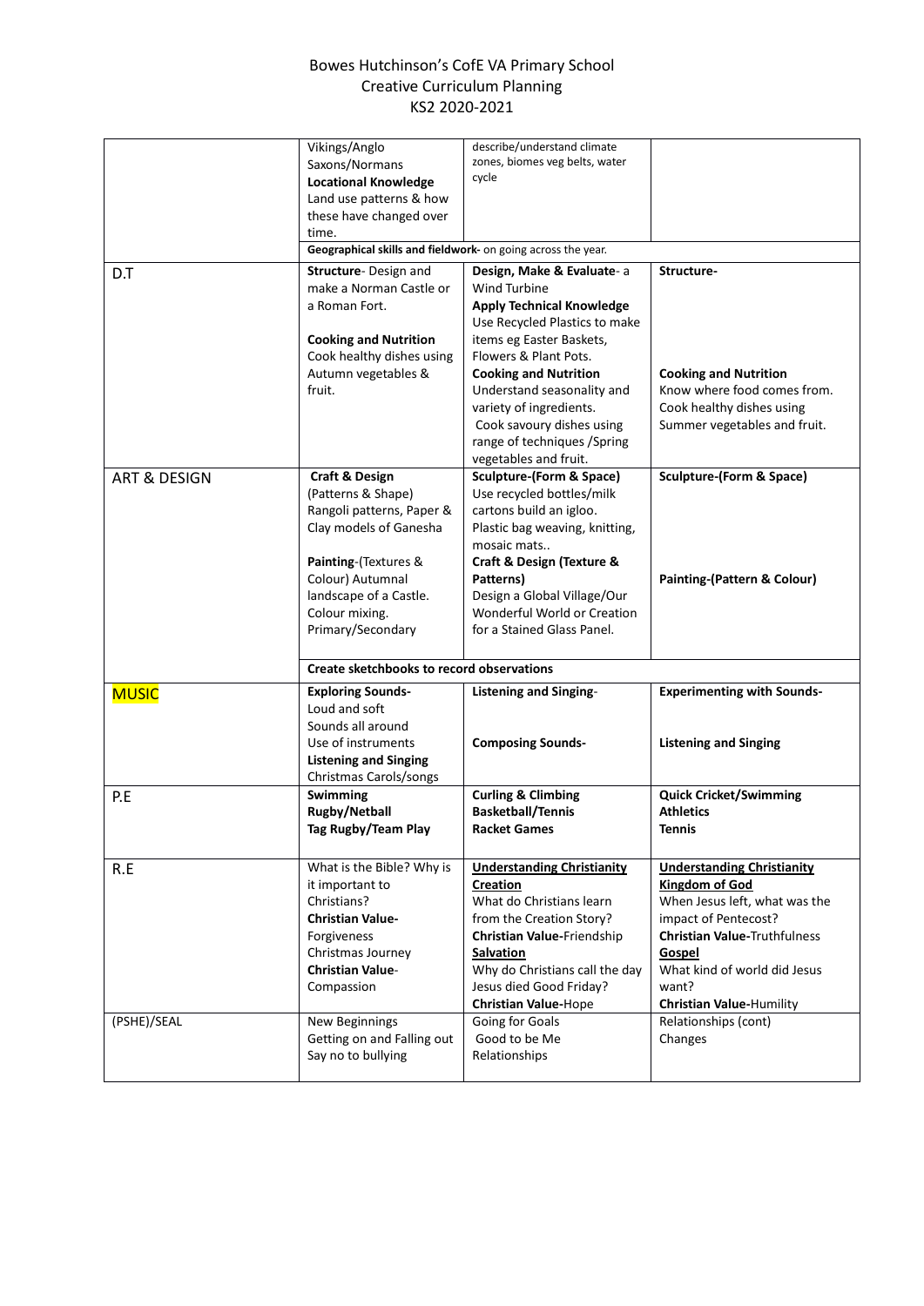Bowes Hutchinson's CofE VA Primary School
Creative Curriculum Planning
KS2 2020-2021

| | | | |
|---|---|---|---|
| | Vikings/Anglo Saxons/Normans<br>**Locational Knowledge**<br>Land use patterns & how these have changed over time. | describe/understand climate zones, biomes veg belts, water cycle | |
| | **Geographical skills and fieldwork-** on going across the year. | | |
| D.T | **Structure**- Design and make a Norman Castle or a Roman Fort.<br><br>**Cooking and Nutrition**<br>Cook healthy dishes using Autumn vegetables & fruit. | **Design, Make & Evaluate**- a Wind Turbine<br>**Apply Technical Knowledge**<br>Use Recycled Plastics to make items eg Easter Baskets, Flowers & Plant Pots.<br>**Cooking and Nutrition**<br>Understand seasonality and variety of ingredients.<br>Cook savoury dishes using range of techniques /Spring vegetables and fruit. | **Structure-**<br><br><br>**Cooking and Nutrition**<br>Know where food comes from.<br>Cook healthy dishes using Summer vegetables and fruit. |
| ART & DESIGN | **Craft & Design**<br>(Patterns & Shape)<br>Rangoli patterns, Paper & Clay models of Ganesha<br><br>**Painting**-(Textures & Colour) Autumnal landscape of a Castle.<br>Colour mixing.<br>Primary/Secondary | **Sculpture-(Form & Space)**<br>Use recycled bottles/milk cartons build an igloo.<br>Plastic bag weaving, knitting, mosaic mats..<br>**Craft & Design (Texture & Patterns)**<br>Design a Global Village/Our Wonderful World or Creation for a Stained Glass Panel. | **Sculpture-(Form & Space)**<br><br><br><br>**Painting-(Pattern & Colour)** |
| | **Create sketchbooks to record observations** | | |
| MUSIC | **Exploring Sounds-**<br>Loud and soft<br>Sounds all around<br>Use of instruments<br>**Listening and Singing**<br>Christmas Carols/songs | **Listening and Singing**-<br><br><br>**Composing Sounds-** | **Experimenting with Sounds-**<br><br><br>**Listening and Singing** |
| P.E | **Swimming**<br>**Rugby/Netball**<br>**Tag Rugby/Team Play** | **Curling & Climbing**<br>**Basketball/Tennis**<br>**Racket Games** | **Quick Cricket/Swimming**<br>**Athletics**<br>**Tennis** |
| R.E | What is the Bible? Why is it important to Christians?<br>**Christian Value-**<br>Forgiveness<br>Christmas Journey<br>**Christian Value**-<br>Compassion | **Understanding Christianity**<br>**Creation**<br>What do Christians learn from the Creation Story?<br>**Christian Value**-Friendship<br>**Salvation**<br>Why do Christians call the day Jesus died Good Friday?<br>**Christian Value-**Hope | **Understanding Christianity**<br>**Kingdom of God**<br>When Jesus left, what was the impact of Pentecost?<br>**Christian Value-**Truthfulness<br>**Gospel**<br>What kind of world did Jesus want?<br>**Christian Value-**Humility |
| (PSHE)/SEAL | New Beginnings<br>Getting on and Falling out<br>Say no to bullying | Going for Goals<br>Good to be Me<br>Relationships | Relationships (cont)<br>Changes |